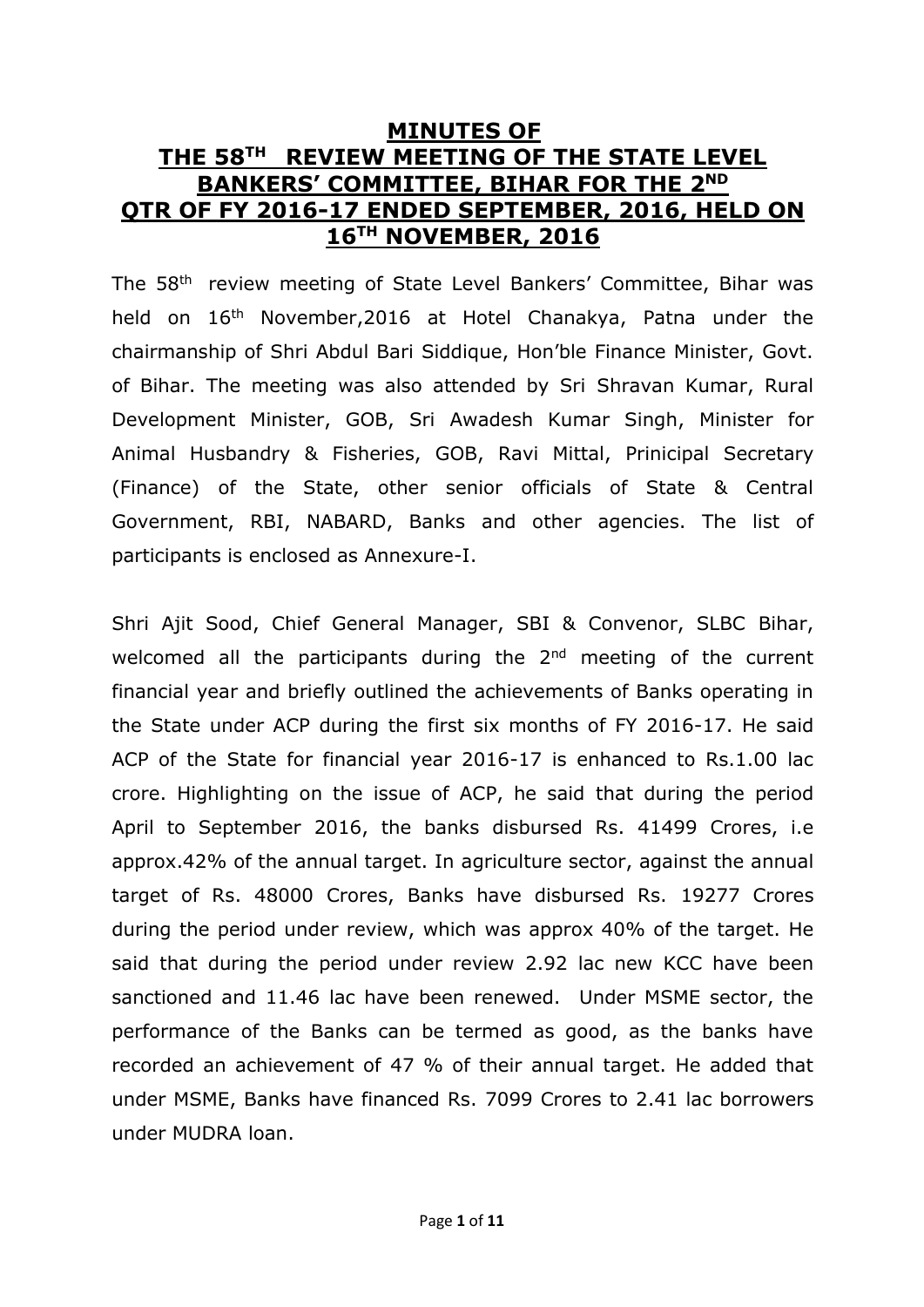# MINUTES OF THE 58TH REVIEW MEETING OF THE STATE LEVEL BANKERS' COMMITTEE, BIHAR FOR THE 2ND QTR OF FY 2016-17 ENDED SEPTEMBER, 2016, HELD ON 16TH NOVEMBER, 2016

The 58th review meeting of State Level Bankers' Committee, Bihar was held on 16th November,2016 at Hotel Chanakya, Patna under the chairmanship of Shri Abdul Bari Siddique, Hon'ble Finance Minister, Govt. of Bihar. The meeting was also attended by Sri Shravan Kumar, Rural Development Minister, GOB, Sri Awadesh Kumar Singh, Minister for Animal Husbandry & Fisheries, GOB, Ravi Mittal, Prinicipal Secretary (Finance) of the State, other senior officials of State & Central Government, RBI, NABARD, Banks and other agencies. The list of participants is enclosed as Annexure-I.

Shri Ajit Sood, Chief General Manager, SBI & Convenor, SLBC Bihar, welcomed all the participants during the 2nd meeting of the current financial year and briefly outlined the achievements of Banks operating in the State under ACP during the first six months of FY 2016-17. He said ACP of the State for financial year 2016-17 is enhanced to Rs.1.00 lac crore. Highlighting on the issue of ACP, he said that during the period April to September 2016, the banks disbursed Rs. 41499 Crores, i.e approx.42% of the annual target. In agriculture sector, against the annual target of Rs. 48000 Crores, Banks have disbursed Rs. 19277 Crores during the period under review, which was approx 40% of the target. He said that during the period under review 2.92 lac new KCC have been sanctioned and 11.46 lac have been renewed. Under MSME sector, the performance of the Banks can be termed as good, as the banks have recorded an achievement of 47 % of their annual target. He added that under MSME, Banks have financed Rs. 7099 Crores to 2.41 lac borrowers under MUDRA loan.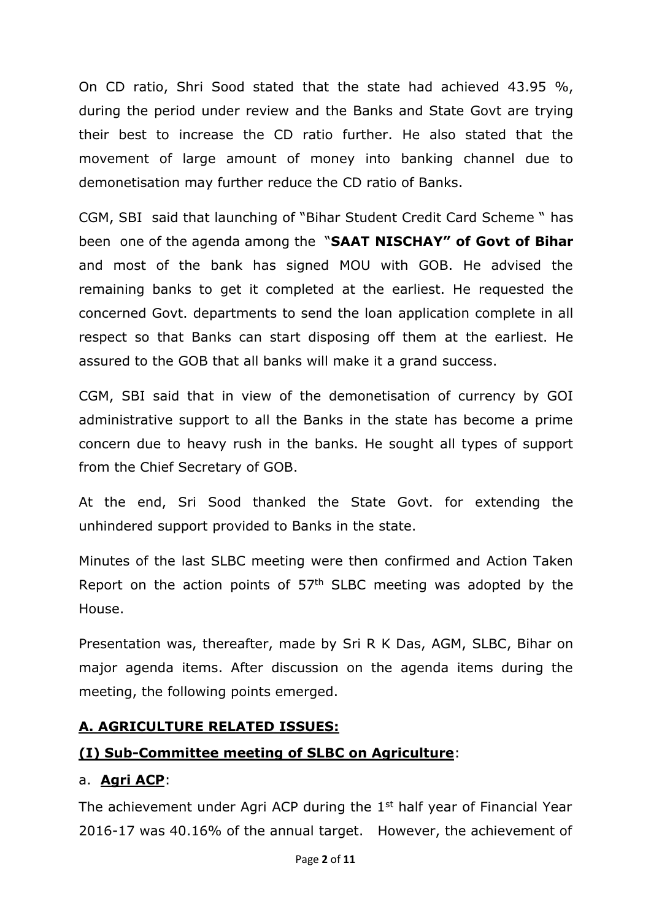On CD ratio, Shri Sood stated that the state had achieved 43.95 %, during the period under review and the Banks and State Govt are trying their best to increase the CD ratio further. He also stated that the movement of large amount of money into banking channel due to demonetisation may further reduce the CD ratio of Banks.

CGM, SBI said that launching of "Bihar Student Credit Card Scheme " has been one of the agenda among the "**SAAT NISCHAY" of Govt of Bihar** and most of the bank has signed MOU with GOB. He advised the remaining banks to get it completed at the earliest. He requested the concerned Govt. departments to send the loan application complete in all respect so that Banks can start disposing off them at the earliest. He assured to the GOB that all banks will make it a grand success.

CGM, SBI said that in view of the demonetisation of currency by GOI administrative support to all the Banks in the state has become a prime concern due to heavy rush in the banks. He sought all types of support from the Chief Secretary of GOB.

At the end, Sri Sood thanked the State Govt. for extending the unhindered support provided to Banks in the state.

Minutes of the last SLBC meeting were then confirmed and Action Taken Report on the action points of 57th SLBC meeting was adopted by the House.

Presentation was, thereafter, made by Sri R K Das, AGM, SLBC, Bihar on major agenda items. After discussion on the agenda items during the meeting, the following points emerged.

## A. AGRICULTURE RELATED ISSUES:

### (I) Sub-Committee meeting of SLBC on Agriculture:

a. **Agri ACP**:

The achievement under Agri ACP during the 1st half year of Financial Year 2016-17 was 40.16% of the annual target. However, the achievement of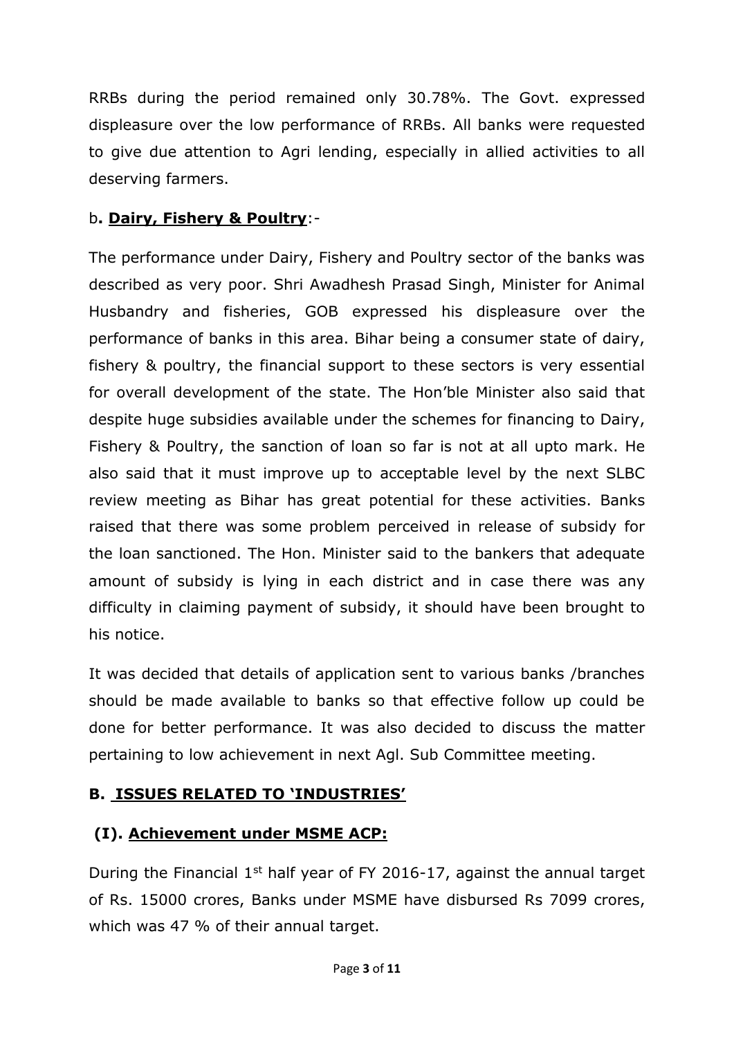RRBs during the period remained only 30.78%. The Govt. expressed displeasure over the low performance of RRBs. All banks were requested to give due attention to Agri lending, especially in allied activities to all deserving farmers.

### b. **Dairy, Fishery & Poultry**:-

The performance under Dairy, Fishery and Poultry sector of the banks was described as very poor. Shri Awadhesh Prasad Singh, Minister for Animal Husbandry and fisheries, GOB expressed his displeasure over the performance of banks in this area. Bihar being a consumer state of dairy, fishery & poultry, the financial support to these sectors is very essential for overall development of the state. The Hon'ble Minister also said that despite huge subsidies available under the schemes for financing to Dairy, Fishery & Poultry, the sanction of loan so far is not at all upto mark. He also said that it must improve up to acceptable level by the next SLBC review meeting as Bihar has great potential for these activities. Banks raised that there was some problem perceived in release of subsidy for the loan sanctioned. The Hon. Minister said to the bankers that adequate amount of subsidy is lying in each district and in case there was any difficulty in claiming payment of subsidy, it should have been brought to his notice.

It was decided that details of application sent to various banks /branches should be made available to banks so that effective follow up could be done for better performance. It was also decided to discuss the matter pertaining to low achievement in next Agl. Sub Committee meeting.

## B. ISSUES RELATED TO 'INDUSTRIES'

### (I). Achievement under MSME ACP:

During the Financial 1st half year of FY 2016-17, against the annual target of Rs. 15000 crores, Banks under MSME have disbursed Rs 7099 crores, which was 47 % of their annual target.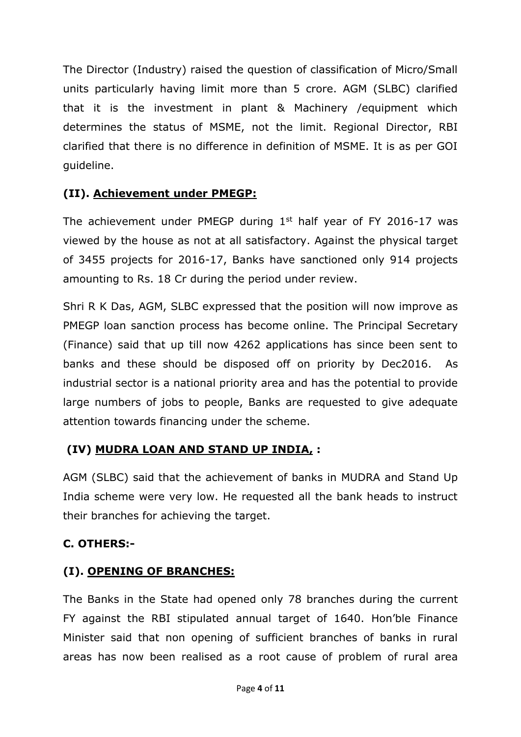The Director (Industry) raised the question of classification of Micro/Small units particularly having limit more than 5 crore. AGM (SLBC) clarified that it is the investment in plant & Machinery /equipment which determines the status of MSME, not the limit. Regional Director, RBI clarified that there is no difference in definition of MSME. It is as per GOI guideline.

### (II). <u>Achievement under PMEGP:</u>

The achievement under PMEGP during 1st half year of FY 2016-17 was viewed by the house as not at all satisfactory. Against the physical target of 3455 projects for 2016-17, Banks have sanctioned only 914 projects amounting to Rs. 18 Cr during the period under review.

Shri R K Das, AGM, SLBC expressed that the position will now improve as PMEGP loan sanction process has become online. The Principal Secretary (Finance) said that up till now 4262 applications has since been sent to banks and these should be disposed off on priority by Dec2016. As industrial sector is a national priority area and has the potential to provide large numbers of jobs to people, Banks are requested to give adequate attention towards financing under the scheme.

### (IV) <u>MUDRA LOAN AND STAND UP INDIA,</u> :

AGM (SLBC) said that the achievement of banks in MUDRA and Stand Up India scheme were very low. He requested all the bank heads to instruct their branches for achieving the target.

## C. OTHERS:-

### (I). <u>OPENING OF BRANCHES:</u>

The Banks in the State had opened only 78 branches during the current FY against the RBI stipulated annual target of 1640. Hon'ble Finance Minister said that non opening of sufficient branches of banks in rural areas has now been realised as a root cause of problem of rural area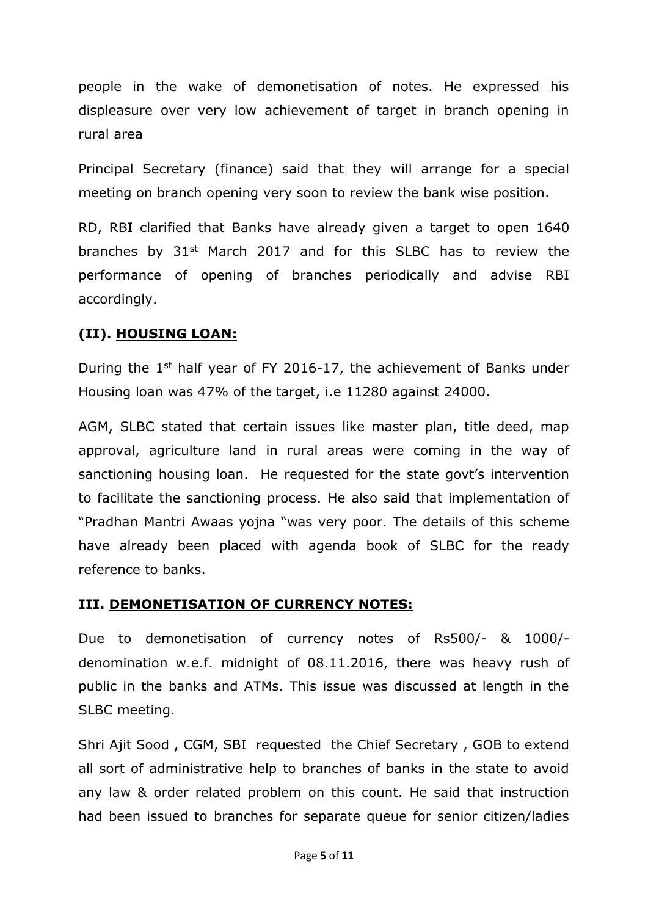people in the wake of demonetisation of notes. He expressed his displeasure over very low achievement of target in branch opening in rural area

Principal Secretary (finance) said that they will arrange for a special meeting on branch opening very soon to review the bank wise position.

RD, RBI clarified that Banks have already given a target to open 1640 branches by 31st March 2017 and for this SLBC has to review the performance of opening of branches periodically and advise RBI accordingly.

### (II). HOUSING LOAN:

During the 1st half year of FY 2016-17, the achievement of Banks under Housing loan was 47% of the target, i.e 11280 against 24000.

AGM, SLBC stated that certain issues like master plan, title deed, map approval, agriculture land in rural areas were coming in the way of sanctioning housing loan. He requested for the state govt's intervention to facilitate the sanctioning process. He also said that implementation of "Pradhan Mantri Awaas yojna "was very poor. The details of this scheme have already been placed with agenda book of SLBC for the ready reference to banks.

### III. DEMONETISATION OF CURRENCY NOTES:

Due to demonetisation of currency notes of Rs500/- & 1000/- denomination w.e.f. midnight of 08.11.2016, there was heavy rush of public in the banks and ATMs. This issue was discussed at length in the SLBC meeting.

Shri Ajit Sood , CGM, SBI requested the Chief Secretary , GOB to extend all sort of administrative help to branches of banks in the state to avoid any law & order related problem on this count. He said that instruction had been issued to branches for separate queue for senior citizen/ladies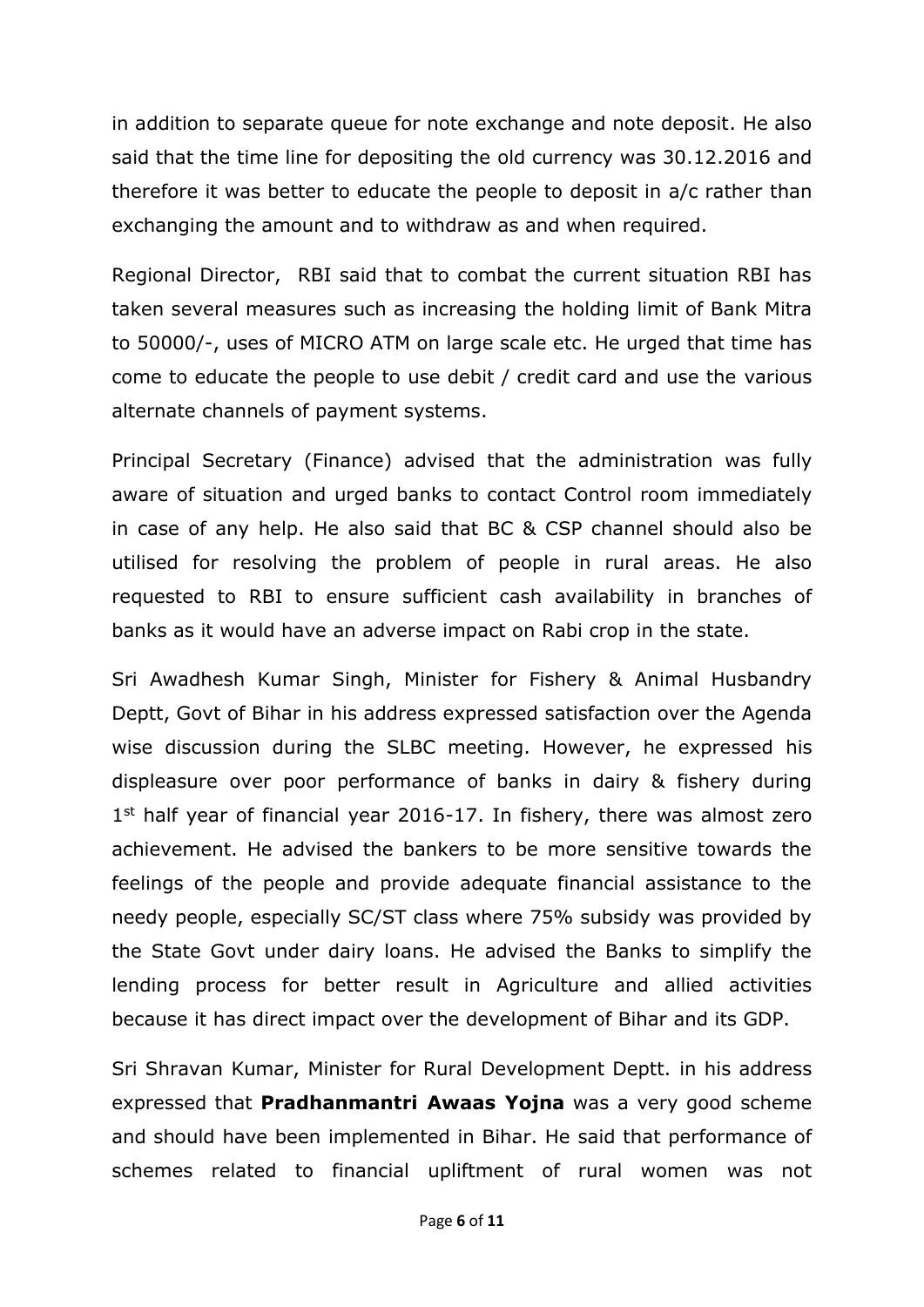in addition to separate queue for note exchange and note deposit. He also said that the time line for depositing the old currency was 30.12.2016 and therefore it was better to educate the people to deposit in a/c rather than exchanging the amount and to withdraw as and when required.

Regional Director, RBI said that to combat the current situation RBI has taken several measures such as increasing the holding limit of Bank Mitra to 50000/-, uses of MICRO ATM on large scale etc. He urged that time has come to educate the people to use debit / credit card and use the various alternate channels of payment systems.

Principal Secretary (Finance) advised that the administration was fully aware of situation and urged banks to contact Control room immediately in case of any help. He also said that BC & CSP channel should also be utilised for resolving the problem of people in rural areas. He also requested to RBI to ensure sufficient cash availability in branches of banks as it would have an adverse impact on Rabi crop in the state.

Sri Awadhesh Kumar Singh, Minister for Fishery & Animal Husbandry Deptt, Govt of Bihar in his address expressed satisfaction over the Agenda wise discussion during the SLBC meeting. However, he expressed his displeasure over poor performance of banks in dairy & fishery during 1st half year of financial year 2016-17. In fishery, there was almost zero achievement. He advised the bankers to be more sensitive towards the feelings of the people and provide adequate financial assistance to the needy people, especially SC/ST class where 75% subsidy was provided by the State Govt under dairy loans. He advised the Banks to simplify the lending process for better result in Agriculture and allied activities because it has direct impact over the development of Bihar and its GDP.

Sri Shravan Kumar, Minister for Rural Development Deptt. in his address expressed that **Pradhanmantri Awaas Yojna** was a very good scheme and should have been implemented in Bihar. He said that performance of schemes related to financial upliftment of rural women was not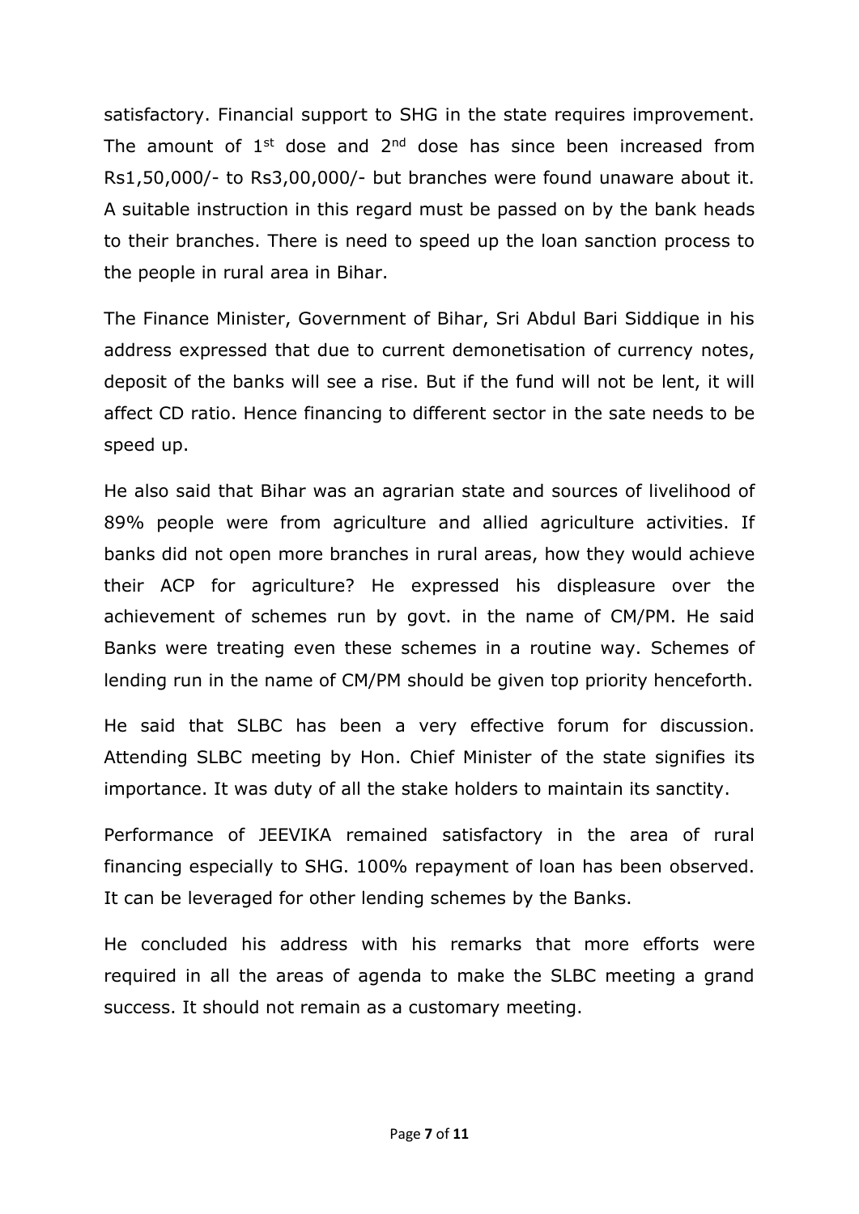satisfactory. Financial support to SHG in the state requires improvement. The amount of 1st dose and 2nd dose has since been increased from Rs1,50,000/- to Rs3,00,000/- but branches were found unaware about it. A suitable instruction in this regard must be passed on by the bank heads to their branches. There is need to speed up the loan sanction process to the people in rural area in Bihar.

The Finance Minister, Government of Bihar, Sri Abdul Bari Siddique in his address expressed that due to current demonetisation of currency notes, deposit of the banks will see a rise. But if the fund will not be lent, it will affect CD ratio. Hence financing to different sector in the sate needs to be speed up.

He also said that Bihar was an agrarian state and sources of livelihood of 89% people were from agriculture and allied agriculture activities. If banks did not open more branches in rural areas, how they would achieve their ACP for agriculture? He expressed his displeasure over the achievement of schemes run by govt. in the name of CM/PM. He said Banks were treating even these schemes in a routine way. Schemes of lending run in the name of CM/PM should be given top priority henceforth.

He said that SLBC has been a very effective forum for discussion. Attending SLBC meeting by Hon. Chief Minister of the state signifies its importance. It was duty of all the stake holders to maintain its sanctity.

Performance of JEEVIKA remained satisfactory in the area of rural financing especially to SHG. 100% repayment of loan has been observed. It can be leveraged for other lending schemes by the Banks.

He concluded his address with his remarks that more efforts were required in all the areas of agenda to make the SLBC meeting a grand success. It should not remain as a customary meeting.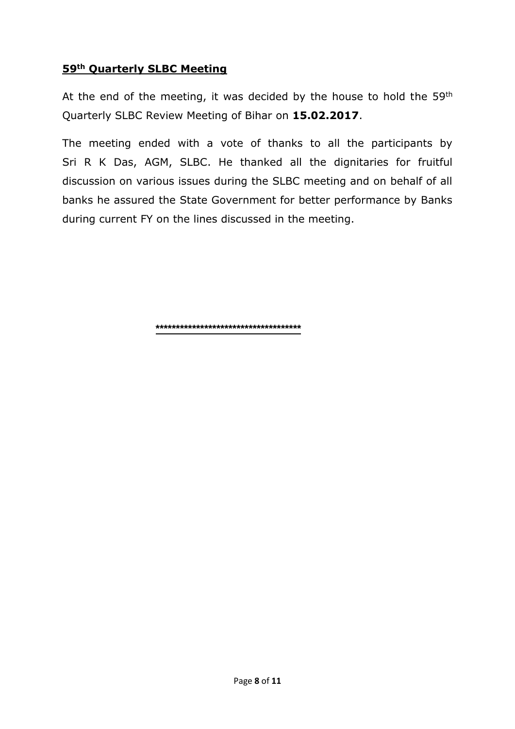## 59th Quarterly SLBC Meeting

At the end of the meeting, it was decided by the house to hold the 59th Quarterly SLBC Review Meeting of Bihar on **15.02.2017**.

The meeting ended with a vote of thanks to all the participants by Sri R K Das, AGM, SLBC. He thanked all the dignitaries for fruitful discussion on various issues during the SLBC meeting and on behalf of all banks he assured the State Government for better performance by Banks during current FY on the lines discussed in the meeting.

**************************************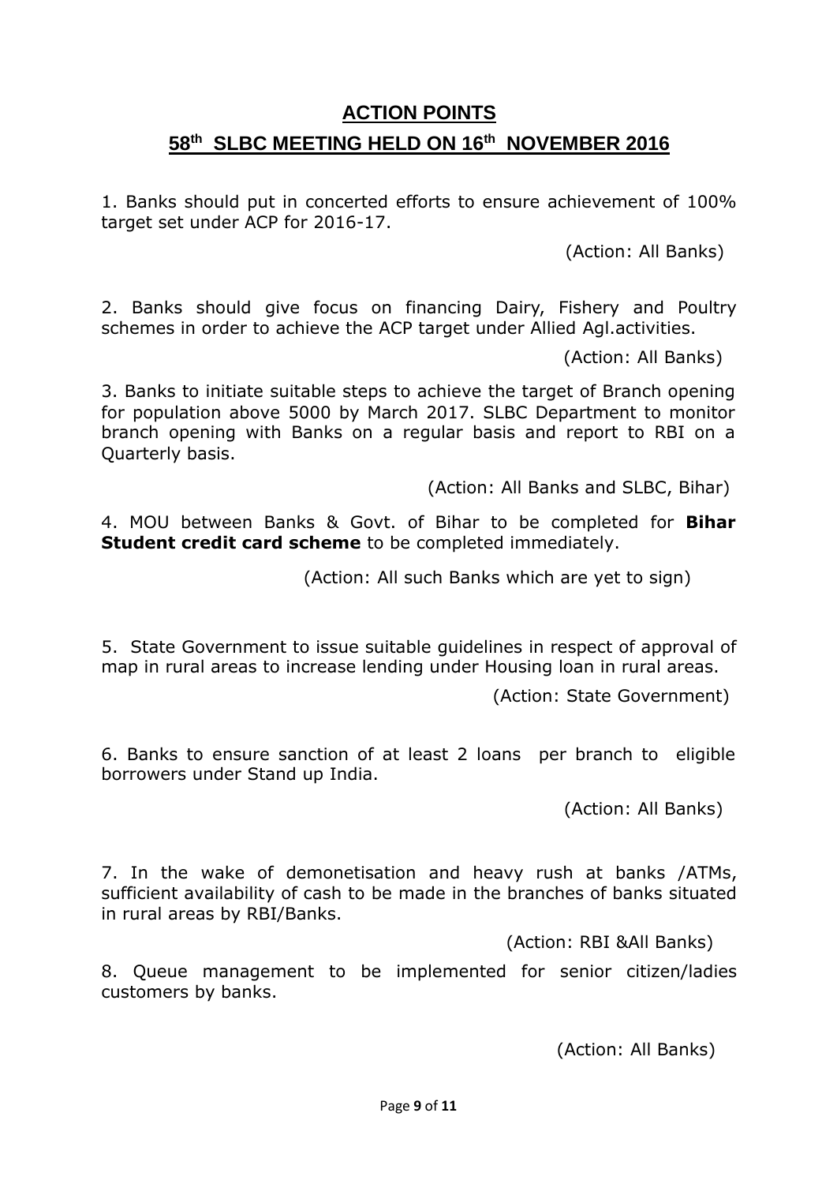# ACTION POINTS

## 58th SLBC MEETING HELD ON 16th NOVEMBER 2016

1. Banks should put in concerted efforts to ensure achievement of 100% target set under ACP for 2016-17.

(Action: All Banks)

2. Banks should give focus on financing Dairy, Fishery and Poultry schemes in order to achieve the ACP target under Allied Agl.activities.

(Action: All Banks)

3. Banks to initiate suitable steps to achieve the target of Branch opening for population above 5000 by March 2017. SLBC Department to monitor branch opening with Banks on a regular basis and report to RBI on a Quarterly basis.

(Action: All Banks and SLBC, Bihar)

4. MOU between Banks & Govt. of Bihar to be completed for **Bihar Student credit card scheme** to be completed immediately.

(Action: All such Banks which are yet to sign)

5. State Government to issue suitable guidelines in respect of approval of map in rural areas to increase lending under Housing loan in rural areas.

(Action: State Government)

6. Banks to ensure sanction of at least 2 loans per branch to eligible borrowers under Stand up India.

(Action: All Banks)

7. In the wake of demonetisation and heavy rush at banks /ATMs, sufficient availability of cash to be made in the branches of banks situated in rural areas by RBI/Banks.

(Action: RBI &All Banks)

8. Queue management to be implemented for senior citizen/ladies customers by banks.

(Action: All Banks)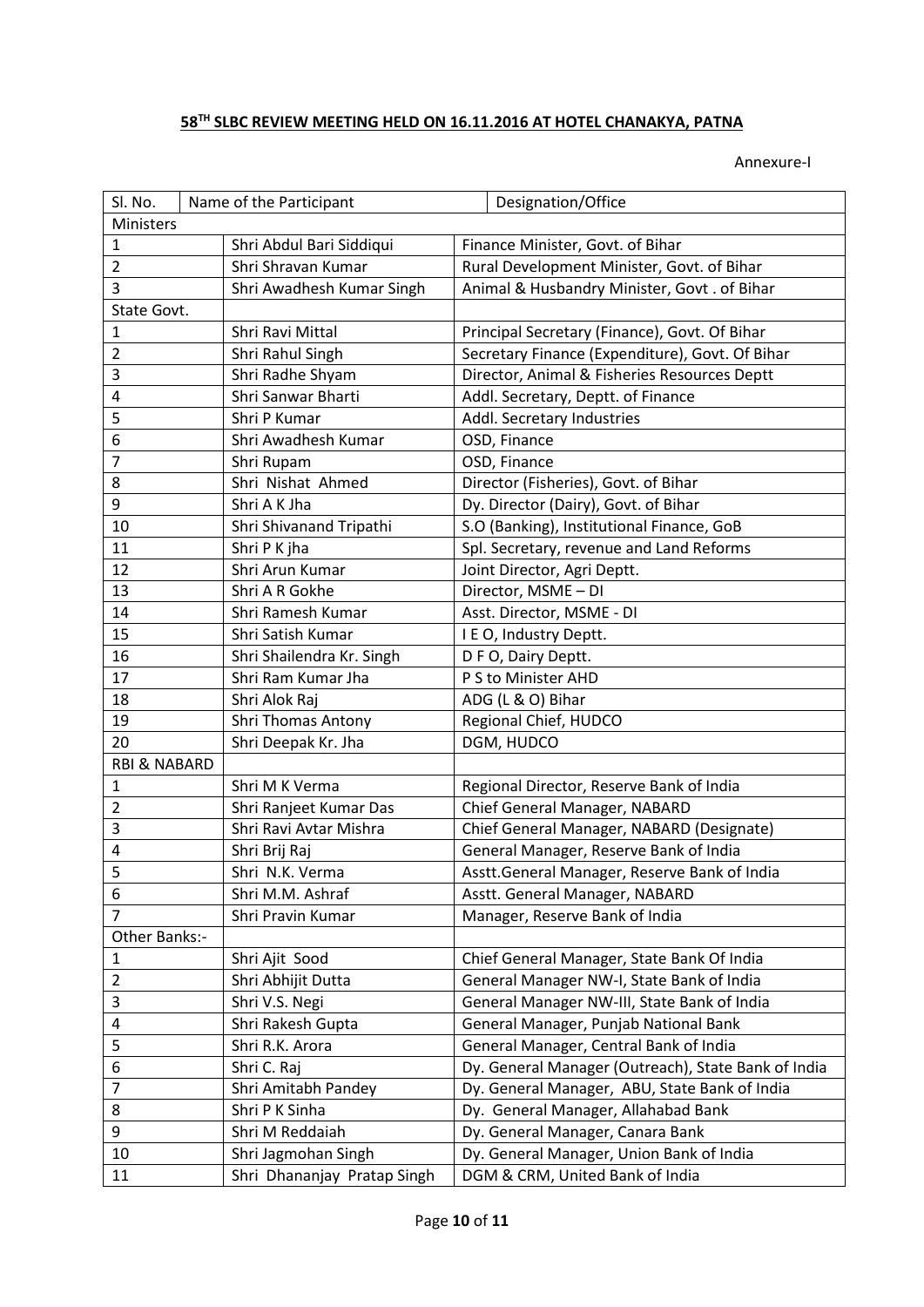## 58[TH] SLBC REVIEW MEETING HELD ON 16.11.2016 AT HOTEL CHANAKYA, PATNA

Annexure-I

| Sl. No. | Name of the Participant | Designation/Office |
|---|---|---|
| Ministers | | |
| 1 | Shri Abdul Bari Siddiqui | Finance Minister, Govt. of Bihar |
| 2 | Shri Shravan Kumar | Rural Development Minister, Govt. of Bihar |
| 3 | Shri Awadhesh Kumar Singh | Animal & Husbandry Minister, Govt . of Bihar |
| State Govt. | | |
| 1 | Shri Ravi Mittal | Principal Secretary (Finance), Govt. Of Bihar |
| 2 | Shri Rahul Singh | Secretary Finance (Expenditure), Govt. Of Bihar |
| 3 | Shri Radhe Shyam | Director, Animal & Fisheries Resources Deptt |
| 4 | Shri Sanwar Bharti | Addl. Secretary, Deptt. of Finance |
| 5 | Shri P Kumar | Addl. Secretary Industries |
| 6 | Shri Awadhesh Kumar | OSD, Finance |
| 7 | Shri Rupam | OSD, Finance |
| 8 | Shri Nishat Ahmed | Director (Fisheries), Govt. of Bihar |
| 9 | Shri A K Jha | Dy. Director (Dairy), Govt. of Bihar |
| 10 | Shri Shivanand Tripathi | S.O (Banking), Institutional Finance, GoB |
| 11 | Shri P K jha | Spl. Secretary, revenue and Land Reforms |
| 12 | Shri Arun Kumar | Joint Director, Agri Deptt. |
| 13 | Shri A R Gokhe | Director, MSME – DI |
| 14 | Shri Ramesh Kumar | Asst. Director, MSME - DI |
| 15 | Shri Satish Kumar | I E O, Industry Deptt. |
| 16 | Shri Shailendra Kr. Singh | D F O, Dairy Deptt. |
| 17 | Shri Ram Kumar Jha | P S to Minister AHD |
| 18 | Shri Alok Raj | ADG (L & O) Bihar |
| 19 | Shri Thomas Antony | Regional Chief, HUDCO |
| 20 | Shri Deepak Kr. Jha | DGM, HUDCO |
| RBI & NABARD | | |
| 1 | Shri M K Verma | Regional Director, Reserve Bank of India |
| 2 | Shri Ranjeet Kumar Das | Chief General Manager, NABARD |
| 3 | Shri Ravi Avtar Mishra | Chief General Manager, NABARD (Designate) |
| 4 | Shri Brij Raj | General Manager, Reserve Bank of India |
| 5 | Shri N.K. Verma | Asstt.General Manager, Reserve Bank of India |
| 6 | Shri M.M. Ashraf | Asstt. General Manager, NABARD |
| 7 | Shri Pravin Kumar | Manager, Reserve Bank of India |
| Other Banks:- | | |
| 1 | Shri Ajit Sood | Chief General Manager, State Bank Of India |
| 2 | Shri Abhijit Dutta | General Manager NW-I, State Bank of India |
| 3 | Shri V.S. Negi | General Manager NW-III, State Bank of India |
| 4 | Shri Rakesh Gupta | General Manager, Punjab National Bank |
| 5 | Shri R.K. Arora | General Manager, Central Bank of India |
| 6 | Shri C. Raj | Dy. General Manager (Outreach), State Bank of India |
| 7 | Shri Amitabh Pandey | Dy. General Manager, ABU, State Bank of India |
| 8 | Shri P K Sinha | Dy. General Manager, Allahabad Bank |
| 9 | Shri M Reddaiah | Dy. General Manager, Canara Bank |
| 10 | Shri Jagmohan Singh | Dy. General Manager, Union Bank of India |
| 11 | Shri Dhananjay Pratap Singh | DGM & CRM, United Bank of India |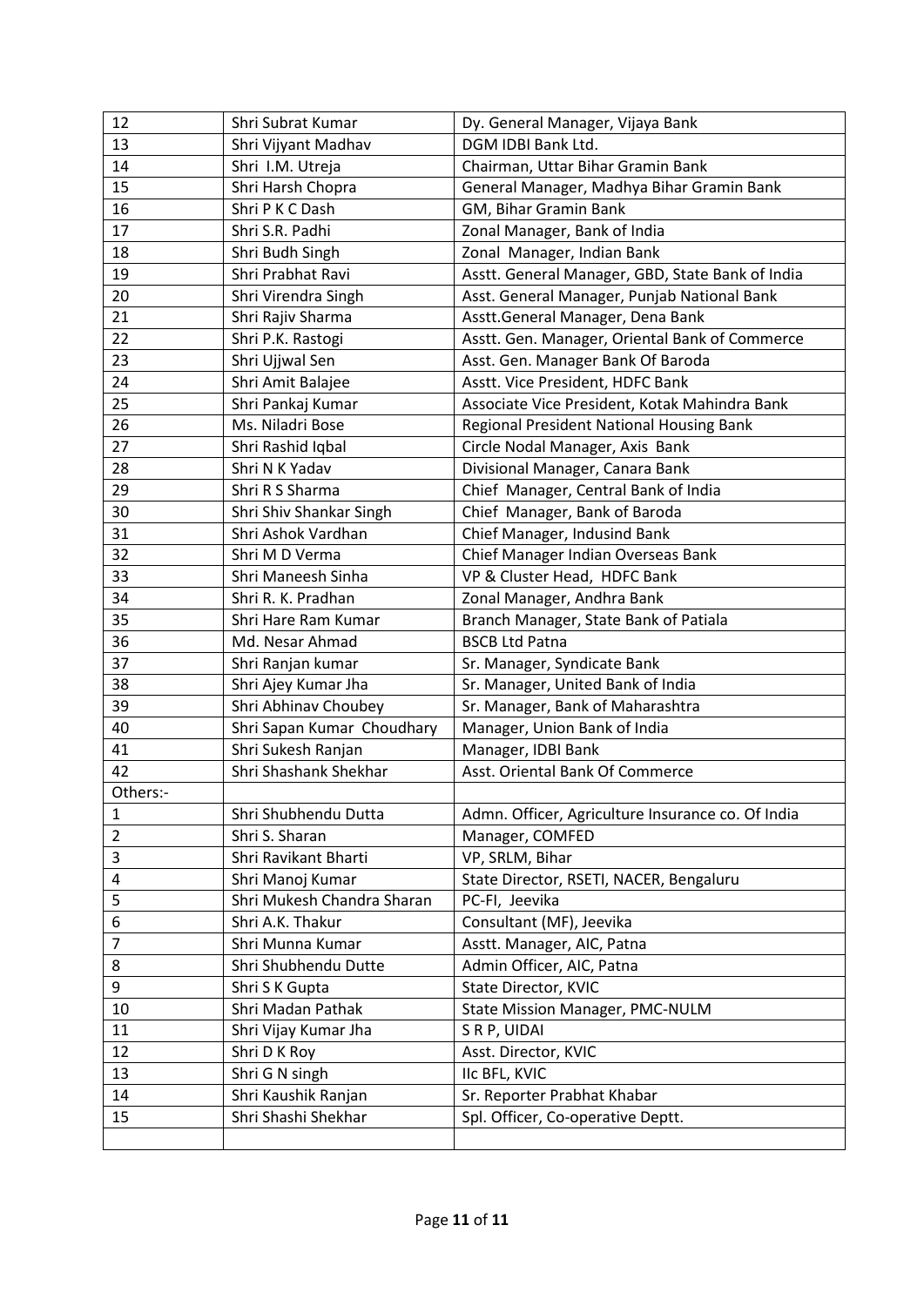| | | |
|---|---|---|
| 12 | Shri Subrat Kumar | Dy. General Manager, Vijaya Bank |
| 13 | Shri Vijyant Madhav | DGM IDBI Bank Ltd. |
| 14 | Shri I.M. Utreja | Chairman, Uttar Bihar Gramin Bank |
| 15 | Shri Harsh Chopra | General Manager, Madhya Bihar Gramin Bank |
| 16 | Shri P K C Dash | GM, Bihar Gramin Bank |
| 17 | Shri S.R. Padhi | Zonal Manager, Bank of India |
| 18 | Shri Budh Singh | Zonal Manager, Indian Bank |
| 19 | Shri Prabhat Ravi | Asstt. General Manager, GBD, State Bank of India |
| 20 | Shri Virendra Singh | Asst. General Manager, Punjab National Bank |
| 21 | Shri Rajiv Sharma | Asstt.General Manager, Dena Bank |
| 22 | Shri P.K. Rastogi | Asstt. Gen. Manager, Oriental Bank of Commerce |
| 23 | Shri Ujjwal Sen | Asst. Gen. Manager Bank Of Baroda |
| 24 | Shri Amit Balajee | Asstt. Vice President, HDFC Bank |
| 25 | Shri Pankaj Kumar | Associate Vice President, Kotak Mahindra Bank |
| 26 | Ms. Niladri Bose | Regional President National Housing Bank |
| 27 | Shri Rashid Iqbal | Circle Nodal Manager, Axis Bank |
| 28 | Shri N K Yadav | Divisional Manager, Canara Bank |
| 29 | Shri R S Sharma | Chief Manager, Central Bank of India |
| 30 | Shri Shiv Shankar Singh | Chief Manager, Bank of Baroda |
| 31 | Shri Ashok Vardhan | Chief Manager, Indusind Bank |
| 32 | Shri M D Verma | Chief Manager Indian Overseas Bank |
| 33 | Shri Maneesh Sinha | VP & Cluster Head, HDFC Bank |
| 34 | Shri R. K. Pradhan | Zonal Manager, Andhra Bank |
| 35 | Shri Hare Ram Kumar | Branch Manager, State Bank of Patiala |
| 36 | Md. Nesar Ahmad | BSCB Ltd Patna |
| 37 | Shri Ranjan kumar | Sr. Manager, Syndicate Bank |
| 38 | Shri Ajey Kumar Jha | Sr. Manager, United Bank of India |
| 39 | Shri Abhinav Choubey | Sr. Manager, Bank of Maharashtra |
| 40 | Shri Sapan Kumar Choudhary | Manager, Union Bank of India |
| 41 | Shri Sukesh Ranjan | Manager, IDBI Bank |
| 42 | Shri Shashank Shekhar | Asst. Oriental Bank Of Commerce |
| Others:- | | |
| 1 | Shri Shubhendu Dutta | Admn. Officer, Agriculture Insurance co. Of India |
| 2 | Shri S. Sharan | Manager, COMFED |
| 3 | Shri Ravikant Bharti | VP, SRLM, Bihar |
| 4 | Shri Manoj Kumar | State Director, RSETI, NACER, Bengaluru |
| 5 | Shri Mukesh Chandra Sharan | PC-FI, Jeevika |
| 6 | Shri A.K. Thakur | Consultant (MF), Jeevika |
| 7 | Shri Munna Kumar | Asstt. Manager, AIC, Patna |
| 8 | Shri Shubhendu Dutte | Admin Officer, AIC, Patna |
| 9 | Shri S K Gupta | State Director, KVIC |
| 10 | Shri Madan Pathak | State Mission Manager, PMC-NULM |
| 11 | Shri Vijay Kumar Jha | S R P, UIDAI |
| 12 | Shri D K Roy | Asst. Director, KVIC |
| 13 | Shri G N singh | IIc BFL, KVIC |
| 14 | Shri Kaushik Ranjan | Sr. Reporter Prabhat Khabar |
| 15 | Shri Shashi Shekhar | Spl. Officer, Co-operative Deptt. |
| | | |